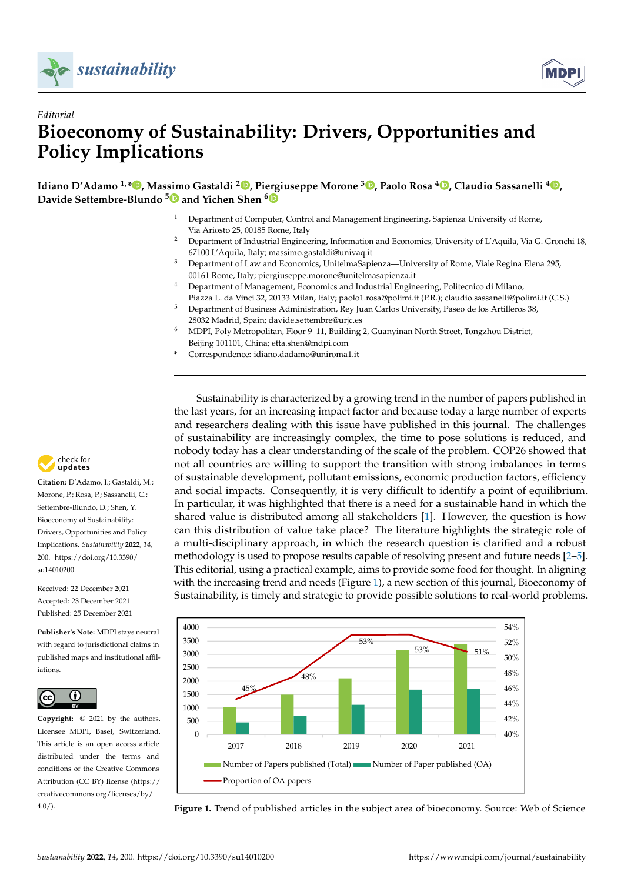*Editorial*

# Bioeconomy of Sustainability: Drivers, Opportunities and Policy Implications

**Idiano D'Adamo [1,*], Massimo Gastaldi [2], Piergiuseppe Morone [3], Paolo Rosa [4], Claudio Sassanelli [4], Davide Settembre-Blundo [5] and Yichen Shen [6]**

1 Department of Computer, Control and Management Engineering, Sapienza University of Rome, Via Ariosto 25, 00185 Rome, Italy
2 Department of Industrial Engineering, Information and Economics, University of L'Aquila, Via G. Gronchi 18, 67100 L'Aquila, Italy; massimo.gastaldi@univaq.it
3 Department of Law and Economics, UnitelmaSapienza—University of Rome, Viale Regina Elena 295, 00161 Rome, Italy; piergiuseppe.morone@unitelmasapienza.it
4 Department of Management, Economics and Industrial Engineering, Politecnico di Milano, Piazza L. da Vinci 32, 20133 Milan, Italy; paolo1.rosa@polimi.it (P.R.); claudio.sassanelli@polimi.it (C.S.)
5 Department of Business Administration, Rey Juan Carlos University, Paseo de los Artilleros 38, 28032 Madrid, Spain; davide.settembre@urjc.es
6 MDPI, Poly Metropolitan, Floor 9–11, Building 2, Guanyinan North Street, Tongzhou District, Beijing 101101, China; etta.shen@mdpi.com
* Correspondence: idiano.dadamo@uniroma1.it

**Citation:** D'Adamo, I.; Gastaldi, M.; Morone, P.; Rosa, P.; Sassanelli, C.; Settembre-Blundo, D.; Shen, Y. Bioeconomy of Sustainability: Drivers, Opportunities and Policy Implications. *Sustainability* **2022**, *14*, 200. https://doi.org/10.3390/su14010200

Received: 22 December 2021
Accepted: 23 December 2021
Published: 25 December 2021

**Publisher's Note:** MDPI stays neutral with regard to jurisdictional claims in published maps and institutional affiliations.

**Copyright:** © 2021 by the authors. Licensee MDPI, Basel, Switzerland. This article is an open access article distributed under the terms and conditions of the Creative Commons Attribution (CC BY) license (https://creativecommons.org/licenses/by/4.0/).

Sustainability is characterized by a growing trend in the number of papers published in the last years, for an increasing impact factor and because today a large number of experts and researchers dealing with this issue have published in this journal. The challenges of sustainability are increasingly complex, the time to pose solutions is reduced, and nobody today has a clear understanding of the scale of the problem. COP26 showed that not all countries are willing to support the transition with strong imbalances in terms of sustainable development, pollutant emissions, economic production factors, efficiency and social impacts. Consequently, it is very difficult to identify a point of equilibrium. In particular, it was highlighted that there is a need for a sustainable hand in which the shared value is distributed among all stakeholders [1]. However, the question is how can this distribution of value take place? The literature highlights the strategic role of a multi-disciplinary approach, in which the research question is clarified and a robust methodology is used to propose results capable of resolving present and future needs [2–5]. This editorial, using a practical example, aims to provide some food for thought. In aligning with the increasing trend and needs (Figure 1), a new section of this journal, Bioeconomy of Sustainability, is timely and strategic to provide possible solutions to real-world problems.

**Figure 1.** Trend of published articles in the subject area of bioeconomy. Source: Web of Science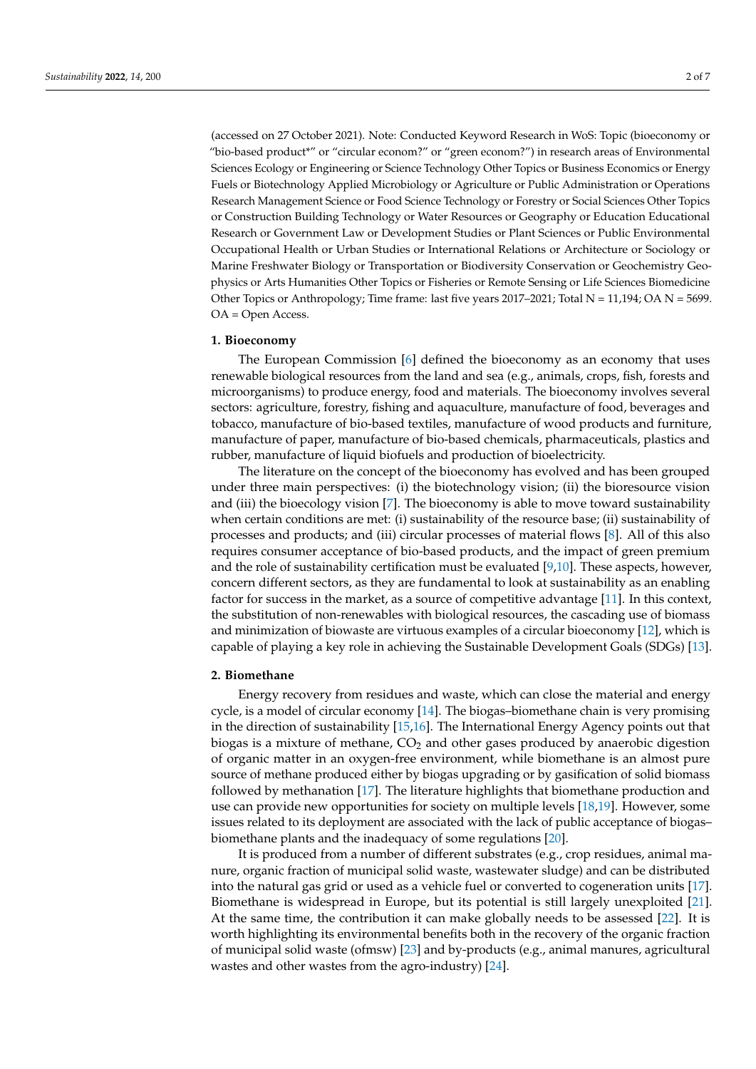(accessed on 27 October 2021). Note: Conducted Keyword Research in WoS: Topic (bioeconomy or "bio-based product*" or "circular econom?" or "green econom?") in research areas of Environmental Sciences Ecology or Engineering or Science Technology Other Topics or Business Economics or Energy Fuels or Biotechnology Applied Microbiology or Agriculture or Public Administration or Operations Research Management Science or Food Science Technology or Forestry or Social Sciences Other Topics or Construction Building Technology or Water Resources or Geography or Education Educational Research or Government Law or Development Studies or Plant Sciences or Public Environmental Occupational Health or Urban Studies or International Relations or Architecture or Sociology or Marine Freshwater Biology or Transportation or Biodiversity Conservation or Geochemistry Geophysics or Arts Humanities Other Topics or Fisheries or Remote Sensing or Life Sciences Biomedicine Other Topics or Anthropology; Time frame: last five years 2017–2021; Total N = 11,194; OA N = 5699. OA = Open Access.

## 1. Bioeconomy

The European Commission [6] defined the bioeconomy as an economy that uses renewable biological resources from the land and sea (e.g., animals, crops, fish, forests and microorganisms) to produce energy, food and materials. The bioeconomy involves several sectors: agriculture, forestry, fishing and aquaculture, manufacture of food, beverages and tobacco, manufacture of bio-based textiles, manufacture of wood products and furniture, manufacture of paper, manufacture of bio-based chemicals, pharmaceuticals, plastics and rubber, manufacture of liquid biofuels and production of bioelectricity.

The literature on the concept of the bioeconomy has evolved and has been grouped under three main perspectives: (i) the biotechnology vision; (ii) the bioresource vision and (iii) the bioecology vision [7]. The bioeconomy is able to move toward sustainability when certain conditions are met: (i) sustainability of the resource base; (ii) sustainability of processes and products; and (iii) circular processes of material flows [8]. All of this also requires consumer acceptance of bio-based products, and the impact of green premium and the role of sustainability certification must be evaluated [9,10]. These aspects, however, concern different sectors, as they are fundamental to look at sustainability as an enabling factor for success in the market, as a source of competitive advantage [11]. In this context, the substitution of non-renewables with biological resources, the cascading use of biomass and minimization of biowaste are virtuous examples of a circular bioeconomy [12], which is capable of playing a key role in achieving the Sustainable Development Goals (SDGs) [13].

## 2. Biomethane

Energy recovery from residues and waste, which can close the material and energy cycle, is a model of circular economy [14]. The biogas–biomethane chain is very promising in the direction of sustainability [15,16]. The International Energy Agency points out that biogas is a mixture of methane, $CO_2$ and other gases produced by anaerobic digestion of organic matter in an oxygen-free environment, while biomethane is an almost pure source of methane produced either by biogas upgrading or by gasification of solid biomass followed by methanation [17]. The literature highlights that biomethane production and use can provide new opportunities for society on multiple levels [18,19]. However, some issues related to its deployment are associated with the lack of public acceptance of biogas–biomethane plants and the inadequacy of some regulations [20].

It is produced from a number of different substrates (e.g., crop residues, animal manure, organic fraction of municipal solid waste, wastewater sludge) and can be distributed into the natural gas grid or used as a vehicle fuel or converted to cogeneration units [17]. Biomethane is widespread in Europe, but its potential is still largely unexploited [21]. At the same time, the contribution it can make globally needs to be assessed [22]. It is worth highlighting its environmental benefits both in the recovery of the organic fraction of municipal solid waste (ofmsw) [23] and by-products (e.g., animal manures, agricultural wastes and other wastes from the agro-industry) [24].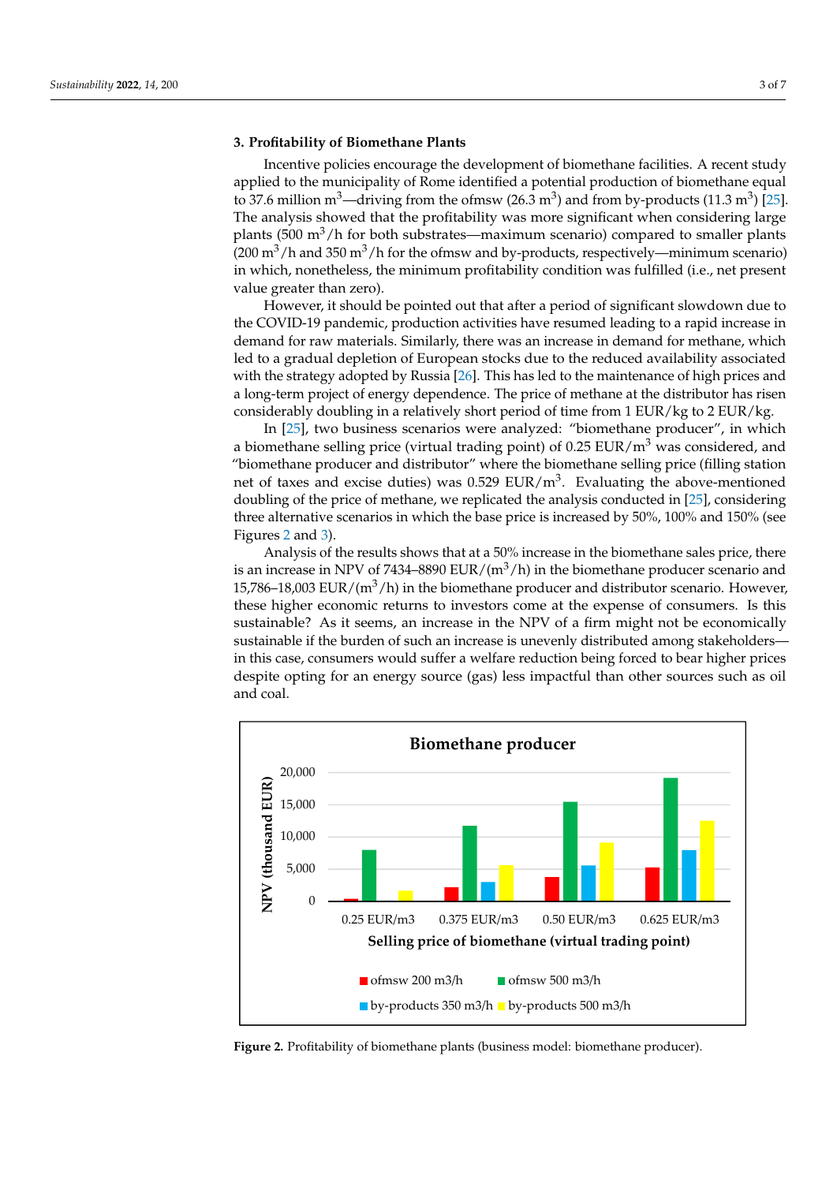## 3. Profitability of Biomethane Plants

Incentive policies encourage the development of biomethane facilities. A recent study applied to the municipality of Rome identified a potential production of biomethane equal to 37.6 million $m^3$—driving from the ofmsw (26.3 $m^3$) and from by-products (11.3 $m^3$) [25]. The analysis showed that the profitability was more significant when considering large plants (500 $m^3$/h for both substrates—maximum scenario) compared to smaller plants (200 $m^3$/h and 350 $m^3$/h for the ofmsw and by-products, respectively—minimum scenario) in which, nonetheless, the minimum profitability condition was fulfilled (i.e., net present value greater than zero).

However, it should be pointed out that after a period of significant slowdown due to the COVID-19 pandemic, production activities have resumed leading to a rapid increase in demand for raw materials. Similarly, there was an increase in demand for methane, which led to a gradual depletion of European stocks due to the reduced availability associated with the strategy adopted by Russia [26]. This has led to the maintenance of high prices and a long-term project of energy dependence. The price of methane at the distributor has risen considerably doubling in a relatively short period of time from 1 EUR/kg to 2 EUR/kg.

In [25], two business scenarios were analyzed: "biomethane producer", in which a biomethane selling price (virtual trading point) of 0.25 EUR/$m^3$ was considered, and "biomethane producer and distributor" where the biomethane selling price (filling station net of taxes and excise duties) was 0.529 EUR/$m^3$. Evaluating the above-mentioned doubling of the price of methane, we replicated the analysis conducted in [25], considering three alternative scenarios in which the base price is increased by 50%, 100% and 150% (see Figures 2 and 3).

Analysis of the results shows that at a 50% increase in the biomethane sales price, there is an increase in NPV of 7434–8890 EUR/($m^3$/h) in the biomethane producer scenario and 15,786–18,003 EUR/($m^3$/h) in the biomethane producer and distributor scenario. However, these higher economic returns to investors come at the expense of consumers. Is this sustainable? As it seems, an increase in the NPV of a firm might not be economically sustainable if the burden of such an increase is unevenly distributed among stakeholders—in this case, consumers would suffer a welfare reduction being forced to bear higher prices despite opting for an energy source (gas) less impactful than other sources such as oil and coal.

**Figure 2.** Profitability of biomethane plants (business model: biomethane producer).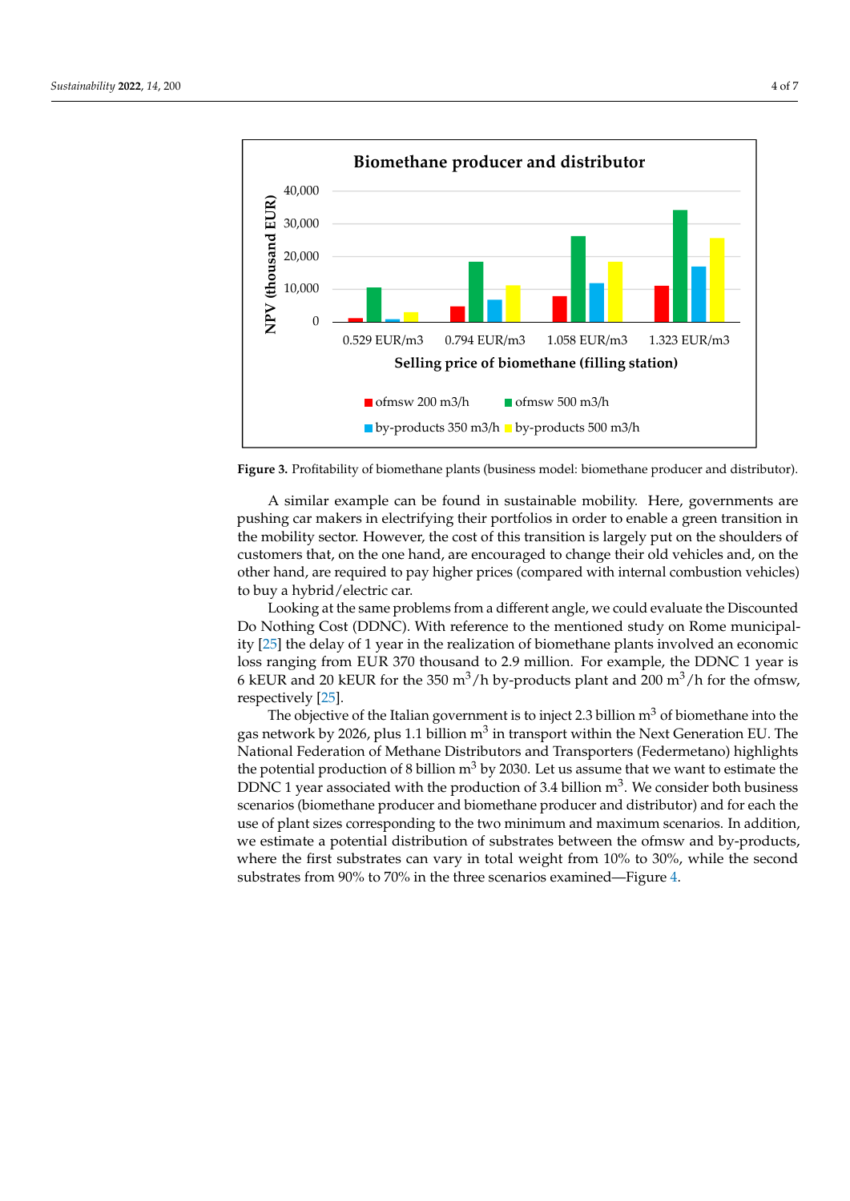Figure 3. Profitability of biomethane plants (business model: biomethane producer and distributor).

A similar example can be found in sustainable mobility. Here, governments are pushing car makers in electrifying their portfolios in order to enable a green transition in the mobility sector. However, the cost of this transition is largely put on the shoulders of customers that, on the one hand, are encouraged to change their old vehicles and, on the other hand, are required to pay higher prices (compared with internal combustion vehicles) to buy a hybrid/electric car.

Looking at the same problems from a different angle, we could evaluate the Discounted Do Nothing Cost (DDNC). With reference to the mentioned study on Rome municipality [25] the delay of 1 year in the realization of biomethane plants involved an economic loss ranging from EUR 370 thousand to 2.9 million. For example, the DDNC 1 year is 6 kEUR and 20 kEUR for the 350 $m^3/h$ by-products plant and 200 $m^3/h$ for the ofmsw, respectively [25].

The objective of the Italian government is to inject 2.3 billion $m^3$ of biomethane into the gas network by 2026, plus 1.1 billion $m^3$ in transport within the Next Generation EU. The National Federation of Methane Distributors and Transporters (Federmetano) highlights the potential production of 8 billion $m^3$ by 2030. Let us assume that we want to estimate the DDNC 1 year associated with the production of 3.4 billion $m^3$. We consider both business scenarios (biomethane producer and biomethane producer and distributor) and for each the use of plant sizes corresponding to the two minimum and maximum scenarios. In addition, we estimate a potential distribution of substrates between the ofmsw and by-products, where the first substrates can vary in total weight from 10% to 30%, while the second substrates from 90% to 70% in the three scenarios examined—Figure 4.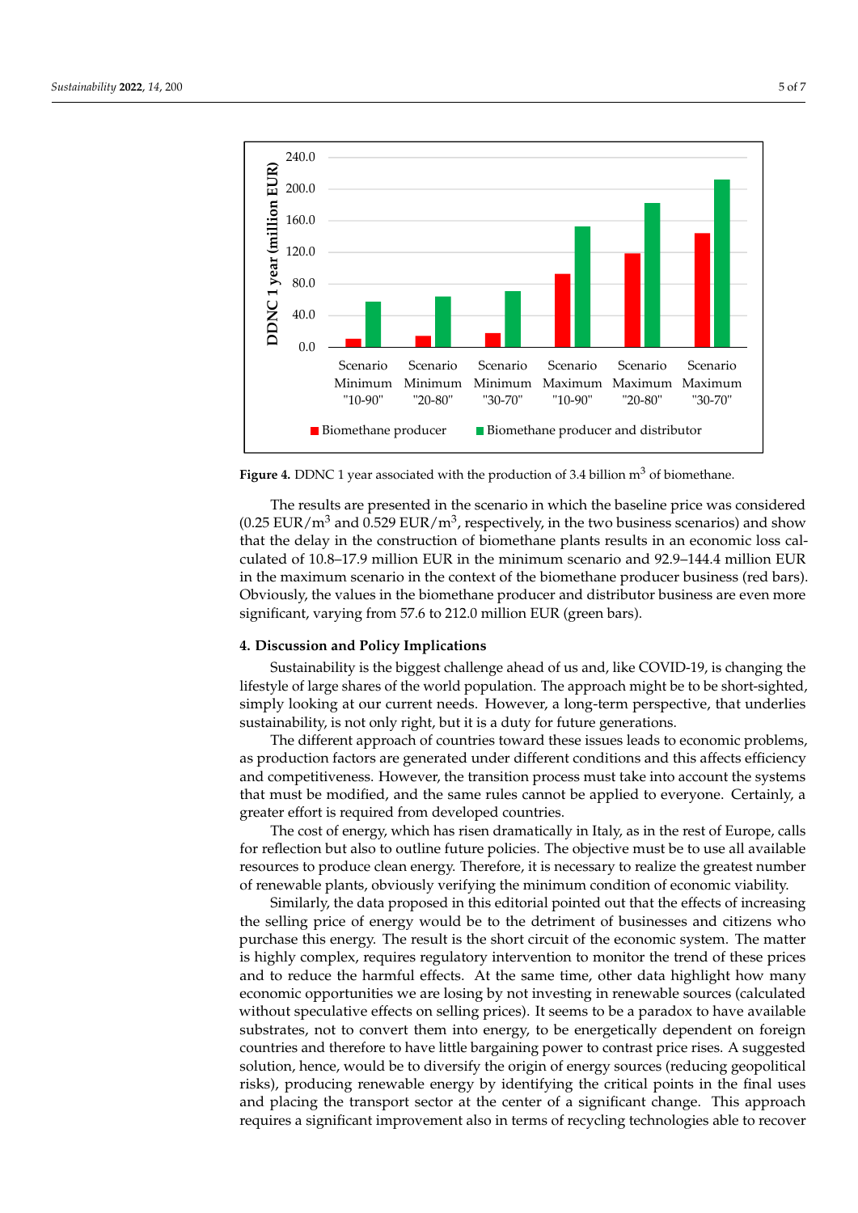**Figure 4.** DDNC 1 year associated with the production of 3.4 billion $m^3$ of biomethane.

The results are presented in the scenario in which the baseline price was considered (0.25 EUR/$m^3$ and 0.529 EUR/$m^3$, respectively, in the two business scenarios) and show that the delay in the construction of biomethane plants results in an economic loss calculated of 10.8–17.9 million EUR in the minimum scenario and 92.9–144.4 million EUR in the maximum scenario in the context of the biomethane producer business (red bars). Obviously, the values in the biomethane producer and distributor business are even more significant, varying from 57.6 to 212.0 million EUR (green bars).

## 4. Discussion and Policy Implications

Sustainability is the biggest challenge ahead of us and, like COVID-19, is changing the lifestyle of large shares of the world population. The approach might be to be short-sighted, simply looking at our current needs. However, a long-term perspective, that underlies sustainability, is not only right, but it is a duty for future generations.

The different approach of countries toward these issues leads to economic problems, as production factors are generated under different conditions and this affects efficiency and competitiveness. However, the transition process must take into account the systems that must be modified, and the same rules cannot be applied to everyone. Certainly, a greater effort is required from developed countries.

The cost of energy, which has risen dramatically in Italy, as in the rest of Europe, calls for reflection but also to outline future policies. The objective must be to use all available resources to produce clean energy. Therefore, it is necessary to realize the greatest number of renewable plants, obviously verifying the minimum condition of economic viability.

Similarly, the data proposed in this editorial pointed out that the effects of increasing the selling price of energy would be to the detriment of businesses and citizens who purchase this energy. The result is the short circuit of the economic system. The matter is highly complex, requires regulatory intervention to monitor the trend of these prices and to reduce the harmful effects. At the same time, other data highlight how many economic opportunities we are losing by not investing in renewable sources (calculated without speculative effects on selling prices). It seems to be a paradox to have available substrates, not to convert them into energy, to be energetically dependent on foreign countries and therefore to have little bargaining power to contrast price rises. A suggested solution, hence, would be to diversify the origin of energy sources (reducing geopolitical risks), producing renewable energy by identifying the critical points in the final uses and placing the transport sector at the center of a significant change. This approach requires a significant improvement also in terms of recycling technologies able to recover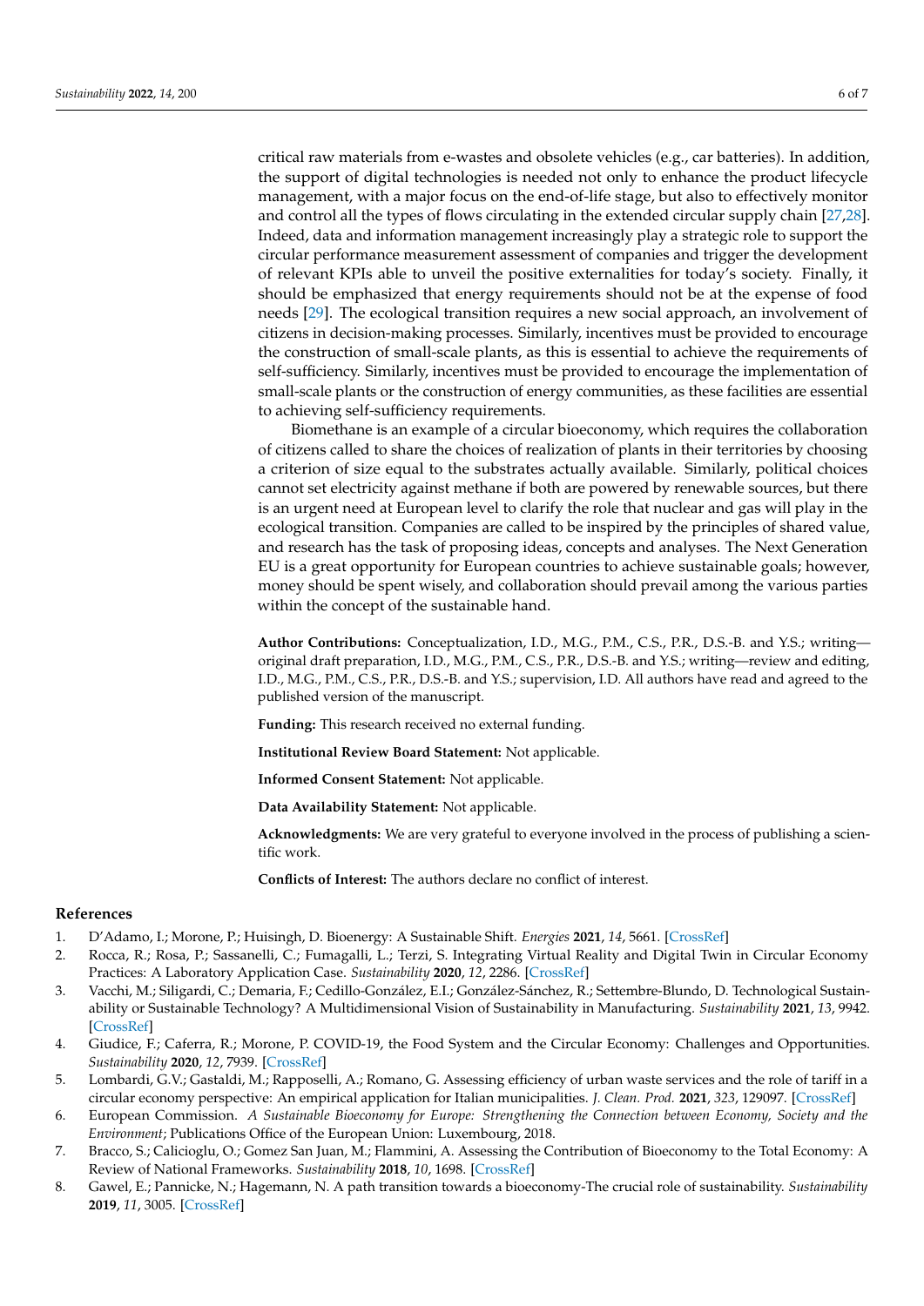critical raw materials from e-wastes and obsolete vehicles (e.g., car batteries). In addition, the support of digital technologies is needed not only to enhance the product lifecycle management, with a major focus on the end-of-life stage, but also to effectively monitor and control all the types of flows circulating in the extended circular supply chain [27,28]. Indeed, data and information management increasingly play a strategic role to support the circular performance measurement assessment of companies and trigger the development of relevant KPIs able to unveil the positive externalities for today's society. Finally, it should be emphasized that energy requirements should not be at the expense of food needs [29]. The ecological transition requires a new social approach, an involvement of citizens in decision-making processes. Similarly, incentives must be provided to encourage the construction of small-scale plants, as this is essential to achieve the requirements of self-sufficiency. Similarly, incentives must be provided to encourage the implementation of small-scale plants or the construction of energy communities, as these facilities are essential to achieving self-sufficiency requirements.

Biomethane is an example of a circular bioeconomy, which requires the collaboration of citizens called to share the choices of realization of plants in their territories by choosing a criterion of size equal to the substrates actually available. Similarly, political choices cannot set electricity against methane if both are powered by renewable sources, but there is an urgent need at European level to clarify the role that nuclear and gas will play in the ecological transition. Companies are called to be inspired by the principles of shared value, and research has the task of proposing ideas, concepts and analyses. The Next Generation EU is a great opportunity for European countries to achieve sustainable goals; however, money should be spent wisely, and collaboration should prevail among the various parties within the concept of the sustainable hand.

**Author Contributions:** Conceptualization, I.D., M.G., P.M., C.S., P.R., D.S.-B. and Y.S.; writing—original draft preparation, I.D., M.G., P.M., C.S., P.R., D.S.-B. and Y.S.; writing—review and editing, I.D., M.G., P.M., C.S., P.R., D.S.-B. and Y.S.; supervision, I.D. All authors have read and agreed to the published version of the manuscript.

**Funding:** This research received no external funding.

**Institutional Review Board Statement:** Not applicable.

**Informed Consent Statement:** Not applicable.

**Data Availability Statement:** Not applicable.

**Acknowledgments:** We are very grateful to everyone involved in the process of publishing a scientific work.

**Conflicts of Interest:** The authors declare no conflict of interest.

## References

1. D'Adamo, I.; Morone, P.; Huisingh, D. Bioenergy: A Sustainable Shift. *Energies* **2021**, *14*, 5661. [CrossRef]
2. Rocca, R.; Rosa, P.; Sassanelli, C.; Fumagalli, L.; Terzi, S. Integrating Virtual Reality and Digital Twin in Circular Economy Practices: A Laboratory Application Case. *Sustainability* **2020**, *12*, 2286. [CrossRef]
3. Vacchi, M.; Siligardi, C.; Demaria, F.; Cedillo-González, E.I.; González-Sánchez, R.; Settembre-Blundo, D. Technological Sustainability or Sustainable Technology? A Multidimensional Vision of Sustainability in Manufacturing. *Sustainability* **2021**, *13*, 9942. [CrossRef]
4. Giudice, F.; Caferra, R.; Morone, P. COVID-19, the Food System and the Circular Economy: Challenges and Opportunities. *Sustainability* **2020**, *12*, 7939. [CrossRef]
5. Lombardi, G.V.; Gastaldi, M.; Rapposelli, A.; Romano, G. Assessing efficiency of urban waste services and the role of tariff in a circular economy perspective: An empirical application for Italian municipalities. *J. Clean. Prod.* **2021**, *323*, 129097. [CrossRef]
6. European Commission. *A Sustainable Bioeconomy for Europe: Strengthening the Connection between Economy, Society and the Environment*; Publications Office of the European Union: Luxembourg, 2018.
7. Bracco, S.; Calicioglu, O.; Gomez San Juan, M.; Flammini, A. Assessing the Contribution of Bioeconomy to the Total Economy: A Review of National Frameworks. *Sustainability* **2018**, *10*, 1698. [CrossRef]
8. Gawel, E.; Pannicke, N.; Hagemann, N. A path transition towards a bioeconomy-The crucial role of sustainability. *Sustainability* **2019**, *11*, 3005. [CrossRef]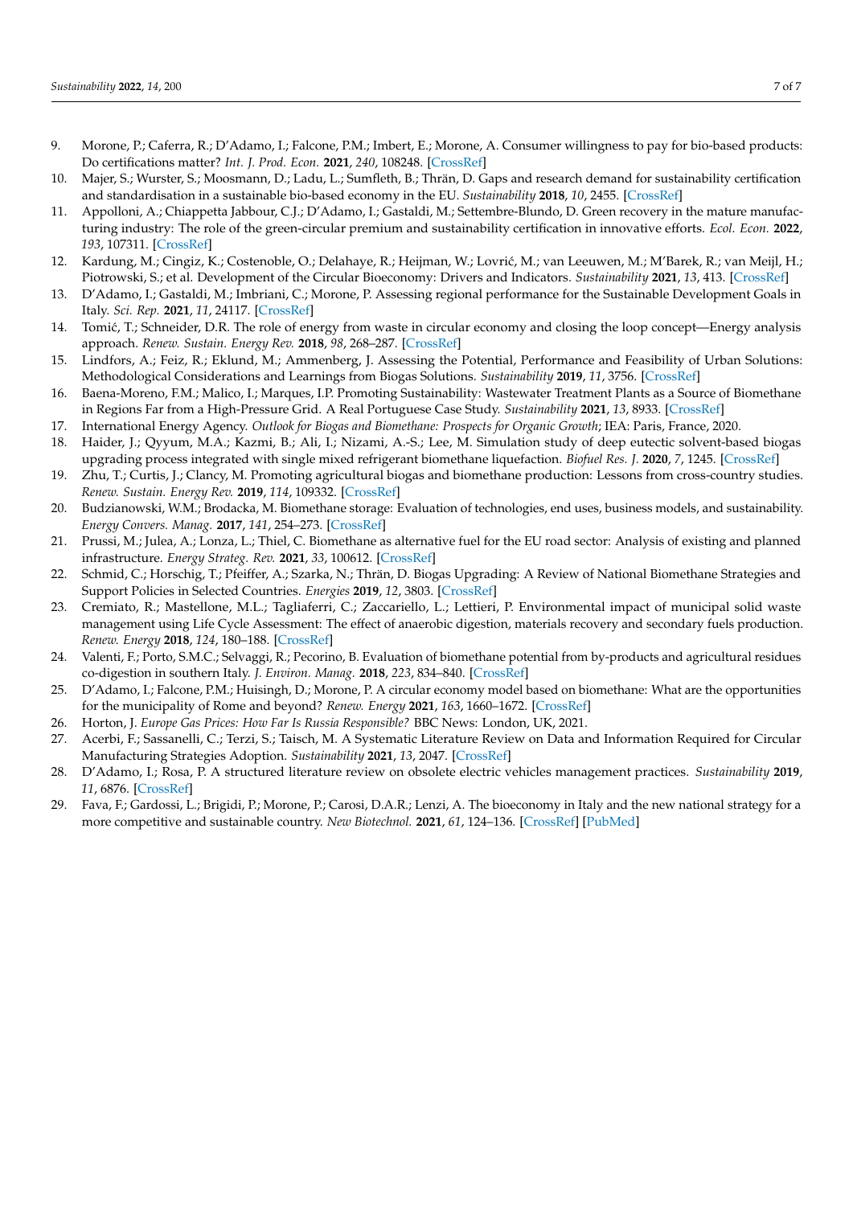9. Morone, P.; Caferra, R.; D'Adamo, I.; Falcone, P.M.; Imbert, E.; Morone, A. Consumer willingness to pay for bio-based products: Do certifications matter? *Int. J. Prod. Econ.* **2021**, *240*, 108248. [CrossRef]
10. Majer, S.; Wurster, S.; Moosmann, D.; Ladu, L.; Sumfleth, B.; Thrän, D. Gaps and research demand for sustainability certification and standardisation in a sustainable bio-based economy in the EU. *Sustainability* **2018**, *10*, 2455. [CrossRef]
11. Appolloni, A.; Chiappetta Jabbour, C.J.; D'Adamo, I.; Gastaldi, M.; Settembre-Blundo, D. Green recovery in the mature manufacturing industry: The role of the green-circular premium and sustainability certification in innovative efforts. *Ecol. Econ.* **2022**, *193*, 107311. [CrossRef]
12. Kardung, M.; Cingiz, K.; Costenoble, O.; Delahaye, R.; Heijman, W.; Lovrić, M.; van Leeuwen, M.; M'Barek, R.; van Meijl, H.; Piotrowski, S.; et al. Development of the Circular Bioeconomy: Drivers and Indicators. *Sustainability* **2021**, *13*, 413. [CrossRef]
13. D'Adamo, I.; Gastaldi, M.; Imbriani, C.; Morone, P. Assessing regional performance for the Sustainable Development Goals in Italy. *Sci. Rep.* **2021**, *11*, 24117. [CrossRef]
14. Tomić, T.; Schneider, D.R. The role of energy from waste in circular economy and closing the loop concept—Energy analysis approach. *Renew. Sustain. Energy Rev.* **2018**, *98*, 268–287. [CrossRef]
15. Lindfors, A.; Feiz, R.; Eklund, M.; Ammenberg, J. Assessing the Potential, Performance and Feasibility of Urban Solutions: Methodological Considerations and Learnings from Biogas Solutions. *Sustainability* **2019**, *11*, 3756. [CrossRef]
16. Baena-Moreno, F.M.; Malico, I.; Marques, I.P. Promoting Sustainability: Wastewater Treatment Plants as a Source of Biomethane in Regions Far from a High-Pressure Grid. A Real Portuguese Case Study. *Sustainability* **2021**, *13*, 8933. [CrossRef]
17. International Energy Agency. *Outlook for Biogas and Biomethane: Prospects for Organic Growth*; IEA: Paris, France, 2020.
18. Haider, J.; Qyyum, M.A.; Kazmi, B.; Ali, I.; Nizami, A.-S.; Lee, M. Simulation study of deep eutectic solvent-based biogas upgrading process integrated with single mixed refrigerant biomethane liquefaction. *Biofuel Res. J.* **2020**, *7*, 1245. [CrossRef]
19. Zhu, T.; Curtis, J.; Clancy, M. Promoting agricultural biogas and biomethane production: Lessons from cross-country studies. *Renew. Sustain. Energy Rev.* **2019**, *114*, 109332. [CrossRef]
20. Budzianowski, W.M.; Brodacka, M. Biomethane storage: Evaluation of technologies, end uses, business models, and sustainability. *Energy Convers. Manag.* **2017**, *141*, 254–273. [CrossRef]
21. Prussi, M.; Julea, A.; Lonza, L.; Thiel, C. Biomethane as alternative fuel for the EU road sector: Analysis of existing and planned infrastructure. *Energy Strateg. Rev.* **2021**, *33*, 100612. [CrossRef]
22. Schmid, C.; Horschig, T.; Pfeiffer, A.; Szarka, N.; Thrän, D. Biogas Upgrading: A Review of National Biomethane Strategies and Support Policies in Selected Countries. *Energies* **2019**, *12*, 3803. [CrossRef]
23. Cremiato, R.; Mastellone, M.L.; Tagliaferri, C.; Zaccariello, L.; Lettieri, P. Environmental impact of municipal solid waste management using Life Cycle Assessment: The effect of anaerobic digestion, materials recovery and secondary fuels production. *Renew. Energy* **2018**, *124*, 180–188. [CrossRef]
24. Valenti, F.; Porto, S.M.C.; Selvaggi, R.; Pecorino, B. Evaluation of biomethane potential from by-products and agricultural residues co-digestion in southern Italy. *J. Environ. Manag.* **2018**, *223*, 834–840. [CrossRef]
25. D'Adamo, I.; Falcone, P.M.; Huisingh, D.; Morone, P. A circular economy model based on biomethane: What are the opportunities for the municipality of Rome and beyond? *Renew. Energy* **2021**, *163*, 1660–1672. [CrossRef]
26. Horton, J. *Europe Gas Prices: How Far Is Russia Responsible?* BBC News: London, UK, 2021.
27. Acerbi, F.; Sassanelli, C.; Terzi, S.; Taisch, M. A Systematic Literature Review on Data and Information Required for Circular Manufacturing Strategies Adoption. *Sustainability* **2021**, *13*, 2047. [CrossRef]
28. D'Adamo, I.; Rosa, P. A structured literature review on obsolete electric vehicles management practices. *Sustainability* **2019**, *11*, 6876. [CrossRef]
29. Fava, F.; Gardossi, L.; Brigidi, P.; Morone, P.; Carosi, D.A.R.; Lenzi, A. The bioeconomy in Italy and the new national strategy for a more competitive and sustainable country. *New Biotechnol.* **2021**, *61*, 124–136. [CrossRef] [PubMed]